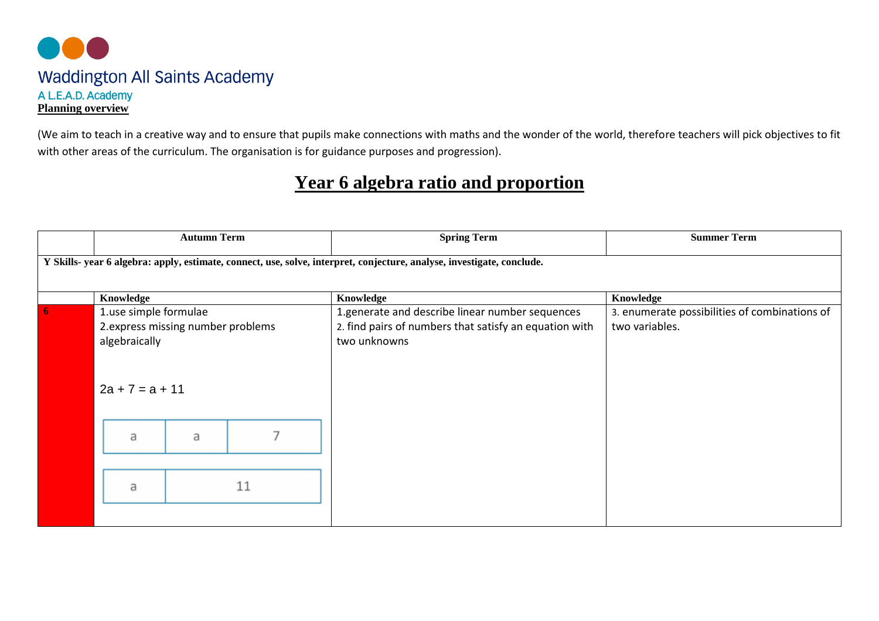Waddington All Saints Academy

A L.E.A.D. Academy

**Planning overview**

(We aim to teach in a creative way and to ensure that pupils make connections with maths and the wonder of the world, therefore teachers will pick objectives to fit with other areas of the curriculum. The organisation is for guidance purposes and progression).

# Year 6 algebra ratio and proportion

| | Autumn Term | Spring Term | Summer Term |
|---|---|---|---|
| **Y Skills- year 6 algebra: apply, estimate, connect, use, solve, interpret, conjecture, analyse, investigate, conclude.** | | | |
| | **Knowledge** | **Knowledge** | **Knowledge** |
| **6** | 1.use simple formulae<br>2.express missing number problems algebraically<br><br>$2a + 7 = a + 11$<br><br>[ a \| a \| 7 ]<br>[ a \| 11 ] | 1.generate and describe linear number sequences<br>2. find pairs of numbers that satisfy an equation with two unknowns | 3. enumerate possibilities of combinations of two variables. |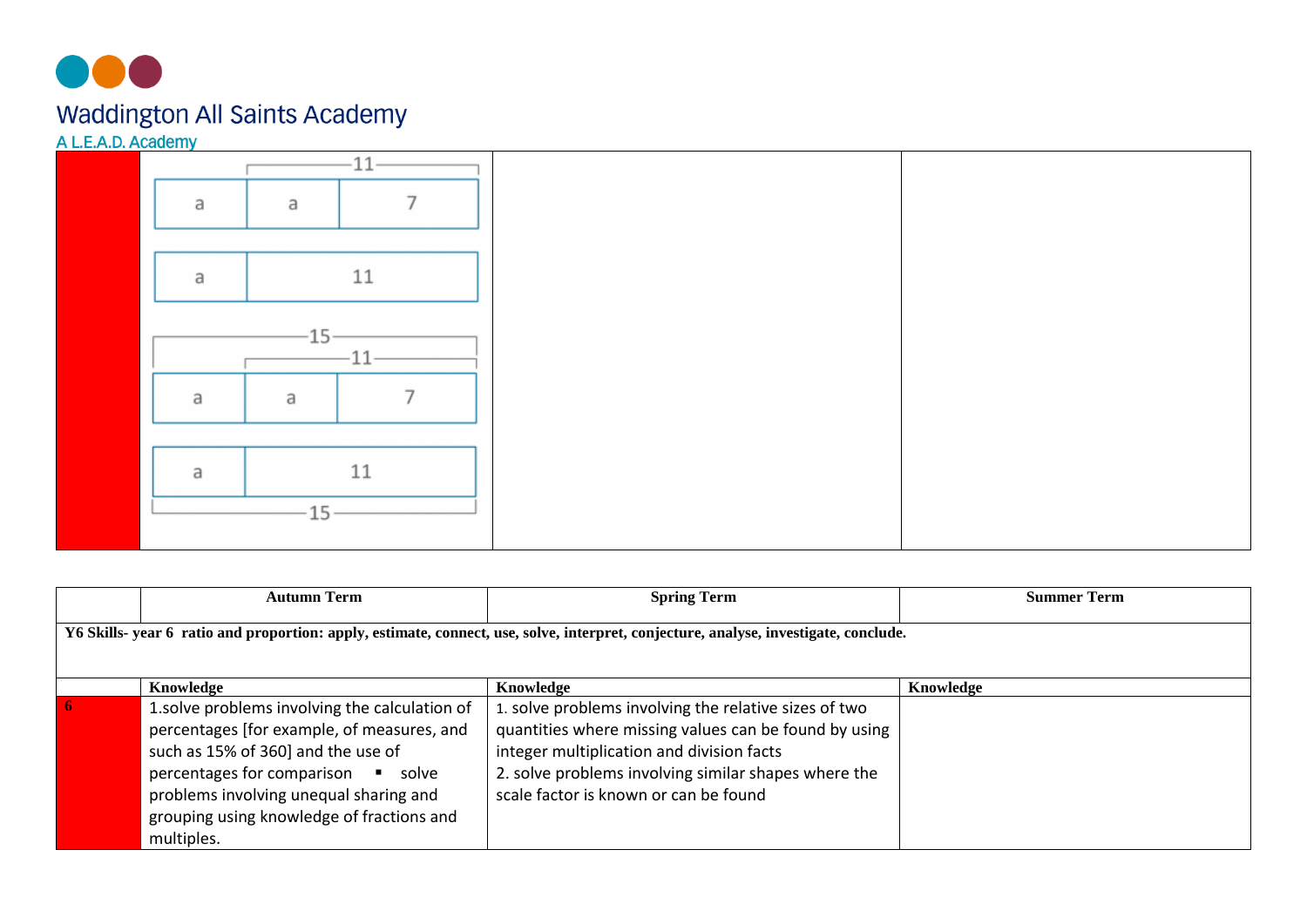# Waddington All Saints Academy

A L.E.A.D. Academy

| | | | |
|---|---|---|---|
| | 11<br>a \| a \| 7<br>a \| 11<br>15<br>11<br>a \| a \| 7<br>a \| 11<br>15 | | |

| | Autumn Term | Spring Term | Summer Term |
|---|---|---|---|
| **Y6 Skills- year 6 ratio and proportion: apply, estimate, connect, use, solve, interpret, conjecture, analyse, investigate, conclude.** | | | |
| | **Knowledge** | **Knowledge** | **Knowledge** |
| 6 | 1.solve problems involving the calculation of percentages [for example, of measures, and such as 15% of 360] and the use of percentages for comparison ▪ solve problems involving unequal sharing and grouping using knowledge of fractions and multiples. | 1. solve problems involving the relative sizes of two quantities where missing values can be found by using integer multiplication and division facts<br>2. solve problems involving similar shapes where the scale factor is known or can be found | |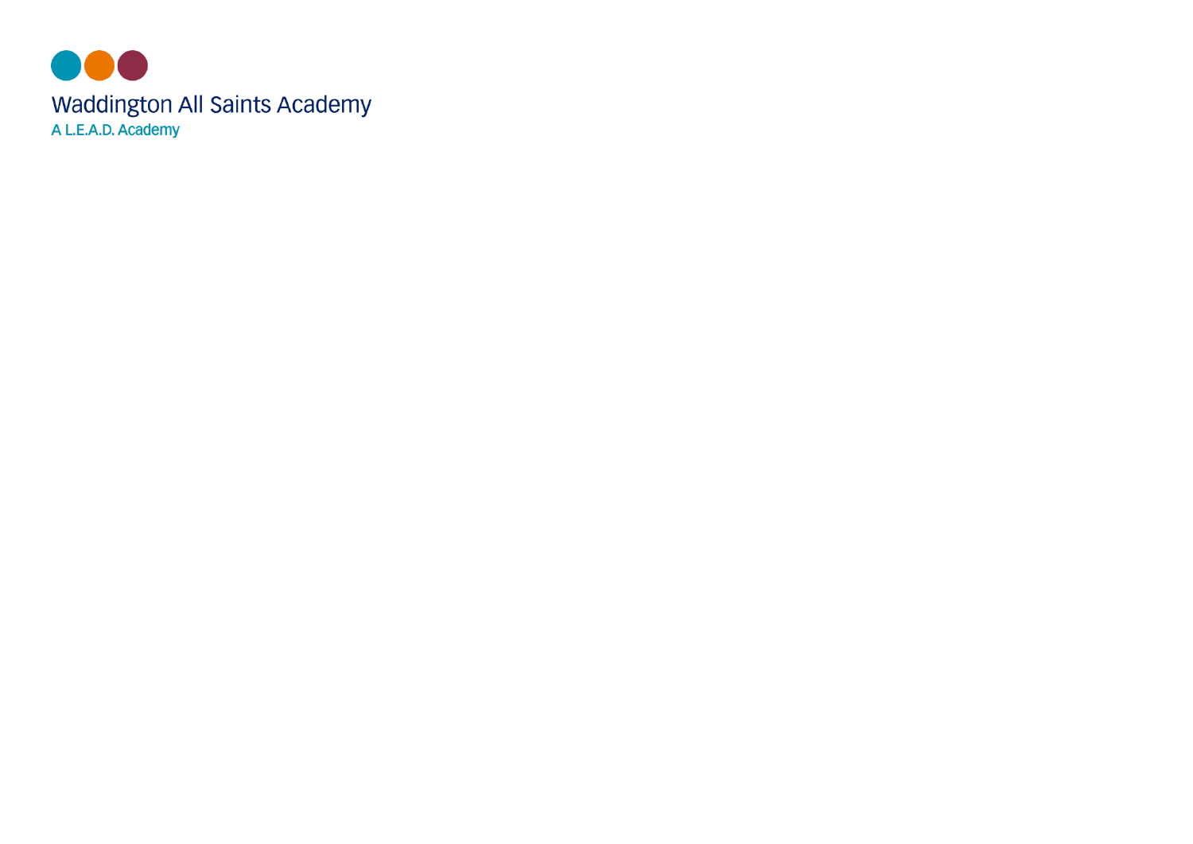Waddington All Saints Academy

A L.E.A.D. Academy